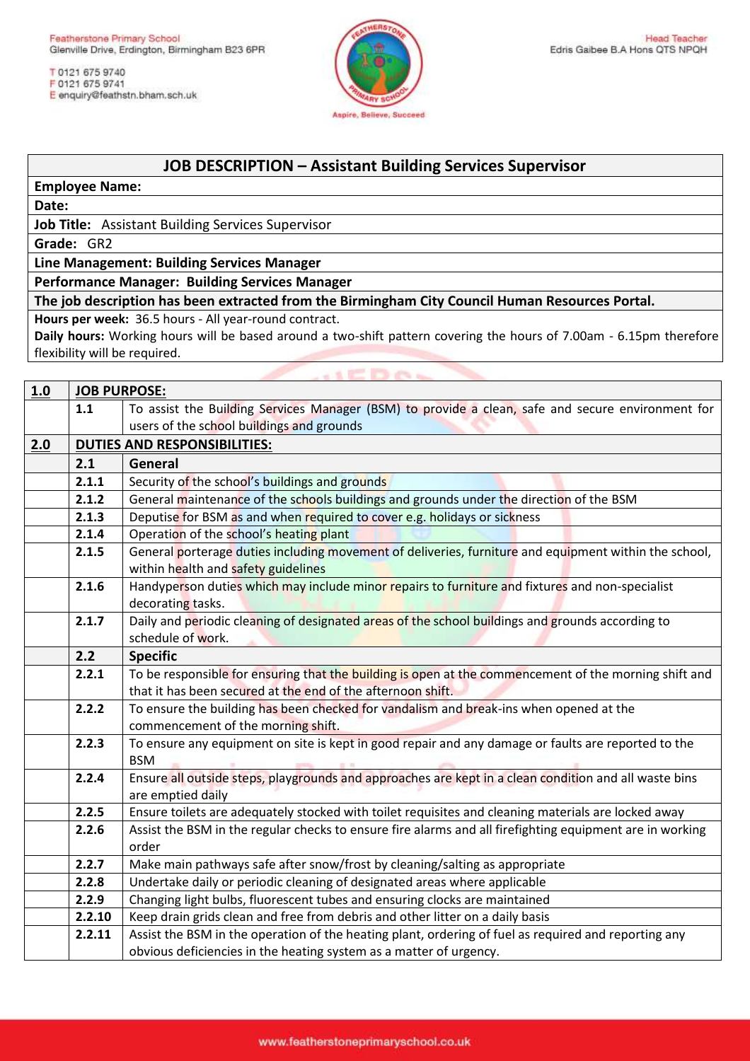Featherstone Primary School
Glenville Drive, Erdington, Birmingham B23 6PR

T 0121 675 9740
F 0121 675 9741
E enquiry@feathstn.bham.sch.uk

Head Teacher
Edris Gaibee B.A Hons QTS NPQH

Aspire, Believe, Succeed

| **JOB DESCRIPTION – Assistant Building Services Supervisor** |
|---|
| **Employee Name:** |
| **Date:** |
| **Job Title:** Assistant Building Services Supervisor |
| **Grade:** GR2 |
| **Line Management: Building Services Manager** |
| **Performance Manager: Building Services Manager** |
| **The job description has been extracted from the Birmingham City Council Human Resources Portal.** |
| **Hours per week:** 36.5 hours - All year-round contract.<br>**Daily hours:** Working hours will be based around a two-shift pattern covering the hours of 7.00am - 6.15pm therefore flexibility will be required. |

| **1.0** | **JOB PURPOSE:** | |
|---|---|---|
| | **1.1** | To assist the Building Services Manager (BSM) to provide a clean, safe and secure environment for users of the school buildings and grounds |
| **2.0** | **DUTIES AND RESPONSIBILITIES:** | |
| | **2.1** | **General** |
| | **2.1.1** | Security of the school's buildings and grounds |
| | **2.1.2** | General maintenance of the schools buildings and grounds under the direction of the BSM |
| | **2.1.3** | Deputise for BSM as and when required to cover e.g. holidays or sickness |
| | **2.1.4** | Operation of the school's heating plant |
| | **2.1.5** | General porterage duties including movement of deliveries, furniture and equipment within the school, within health and safety guidelines |
| | **2.1.6** | Handyperson duties which may include minor repairs to furniture and fixtures and non-specialist decorating tasks. |
| | **2.1.7** | Daily and periodic cleaning of designated areas of the school buildings and grounds according to schedule of work. |
| | **2.2** | **Specific** |
| | **2.2.1** | To be responsible for ensuring that the building is open at the commencement of the morning shift and that it has been secured at the end of the afternoon shift. |
| | **2.2.2** | To ensure the building has been checked for vandalism and break-ins when opened at the commencement of the morning shift. |
| | **2.2.3** | To ensure any equipment on site is kept in good repair and any damage or faults are reported to the BSM |
| | **2.2.4** | Ensure all outside steps, playgrounds and approaches are kept in a clean condition and all waste bins are emptied daily |
| | **2.2.5** | Ensure toilets are adequately stocked with toilet requisites and cleaning materials are locked away |
| | **2.2.6** | Assist the BSM in the regular checks to ensure fire alarms and all firefighting equipment are in working order |
| | **2.2.7** | Make main pathways safe after snow/frost by cleaning/salting as appropriate |
| | **2.2.8** | Undertake daily or periodic cleaning of designated areas where applicable |
| | **2.2.9** | Changing light bulbs, fluorescent tubes and ensuring clocks are maintained |
| | **2.2.10** | Keep drain grids clean and free from debris and other litter on a daily basis |
| | **2.2.11** | Assist the BSM in the operation of the heating plant, ordering of fuel as required and reporting any obvious deficiencies in the heating system as a matter of urgency. |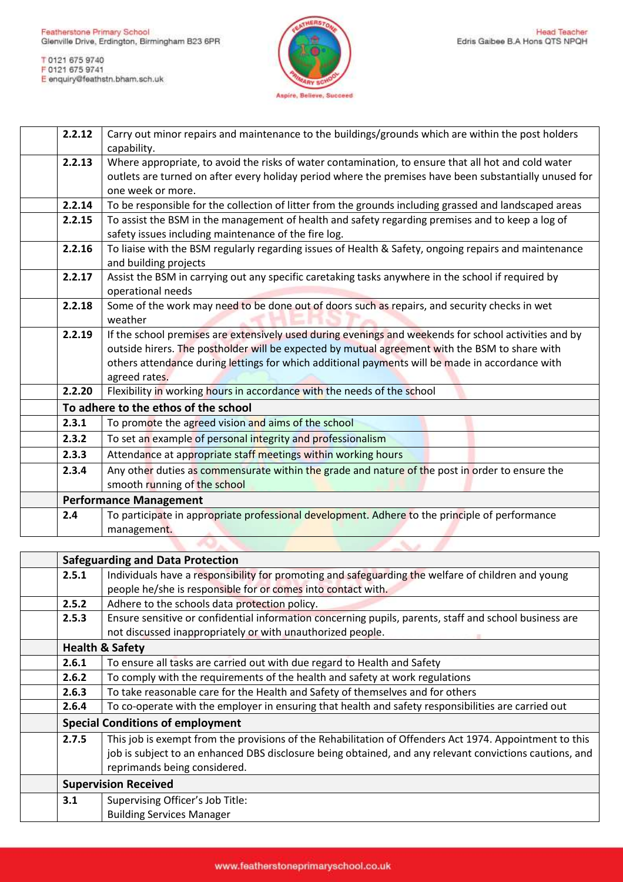| | | |
|---|---|---|
| | **2.2.12** | Carry out minor repairs and maintenance to the buildings/grounds which are within the post holders capability. |
| | **2.2.13** | Where appropriate, to avoid the risks of water contamination, to ensure that all hot and cold water outlets are turned on after every holiday period where the premises have been substantially unused for one week or more. |
| | **2.2.14** | To be responsible for the collection of litter from the grounds including grassed and landscaped areas |
| | **2.2.15** | To assist the BSM in the management of health and safety regarding premises and to keep a log of safety issues including maintenance of the fire log. |
| | **2.2.16** | To liaise with the BSM regularly regarding issues of Health & Safety, ongoing repairs and maintenance and building projects |
| | **2.2.17** | Assist the BSM in carrying out any specific caretaking tasks anywhere in the school if required by operational needs |
| | **2.2.18** | Some of the work may need to be done out of doors such as repairs, and security checks in wet weather |
| | **2.2.19** | If the school premises are extensively used during evenings and weekends for school activities and by outside hirers. The postholder will be expected by mutual agreement with the BSM to share with others attendance during lettings for which additional payments will be made in accordance with agreed rates. |
| | **2.2.20** | Flexibility in working hours in accordance with the needs of the school |
| | **To adhere to the ethos of the school** | |
| | **2.3.1** | To promote the agreed vision and aims of the school |
| | **2.3.2** | To set an example of personal integrity and professionalism |
| | **2.3.3** | Attendance at appropriate staff meetings within working hours |
| | **2.3.4** | Any other duties as commensurate within the grade and nature of the post in order to ensure the smooth running of the school |
| | **Performance Management** | |
| | **2.4** | To participate in appropriate professional development. Adhere to the principle of performance management. |

| | | |
|---|---|---|
| | **Safeguarding and Data Protection** | |
| | **2.5.1** | Individuals have a responsibility for promoting and safeguarding the welfare of children and young people he/she is responsible for or comes into contact with. |
| | **2.5.2** | Adhere to the schools data protection policy. |
| | **2.5.3** | Ensure sensitive or confidential information concerning pupils, parents, staff and school business are not discussed inappropriately or with unauthorized people. |
| | **Health & Safety** | |
| | **2.6.1** | To ensure all tasks are carried out with due regard to Health and Safety |
| | **2.6.2** | To comply with the requirements of the health and safety at work regulations |
| | **2.6.3** | To take reasonable care for the Health and Safety of themselves and for others |
| | **2.6.4** | To co-operate with the employer in ensuring that health and safety responsibilities are carried out |
| | **Special Conditions of employment** | |
| | **2.7.5** | This job is exempt from the provisions of the Rehabilitation of Offenders Act 1974. Appointment to this job is subject to an enhanced DBS disclosure being obtained, and any relevant convictions cautions, and reprimands being considered. |
| | **Supervision Received** | |
| | **3.1** | Supervising Officer's Job Title:<br>Building Services Manager |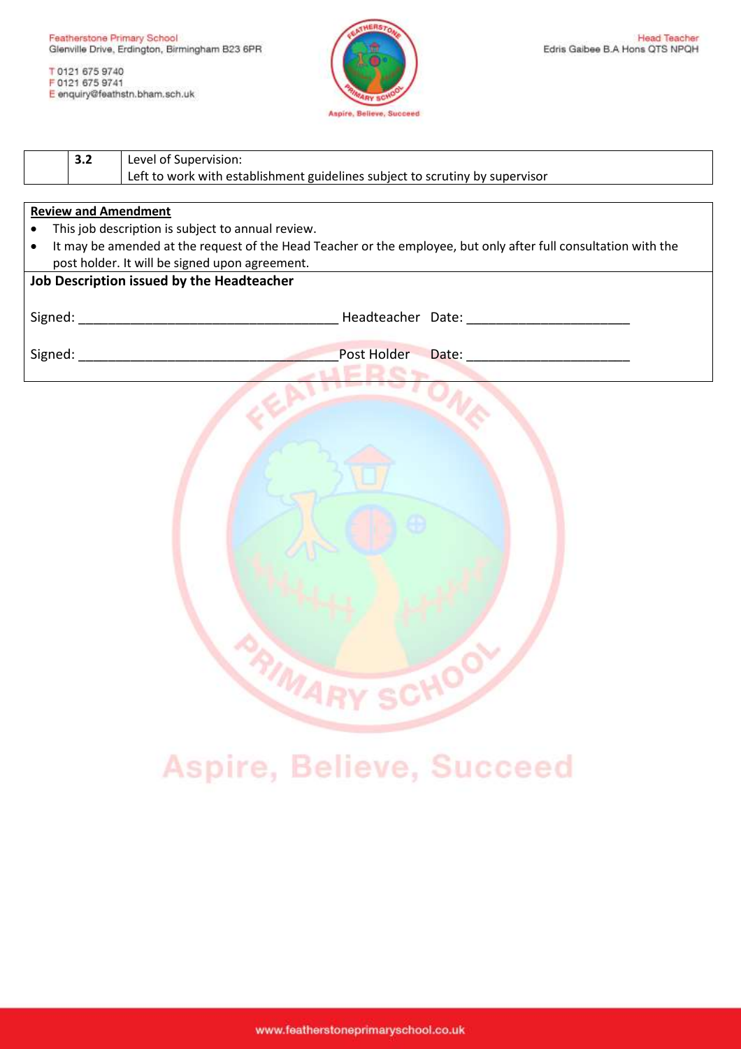| | | |
|---|---|---|
| | **3.2** | Level of Supervision: Left to work with establishment guidelines subject to scrutiny by supervisor |

**Review and Amendment**

- This job description is subject to annual review.
- It may be amended at the request of the Head Teacher or the employee, but only after full consultation with the post holder. It will be signed upon agreement.

**Job Description issued by the Headteacher**

Signed: ___________________________________ Headteacher Date: ______________________

Signed: ___________________________________ Post Holder Date: ______________________